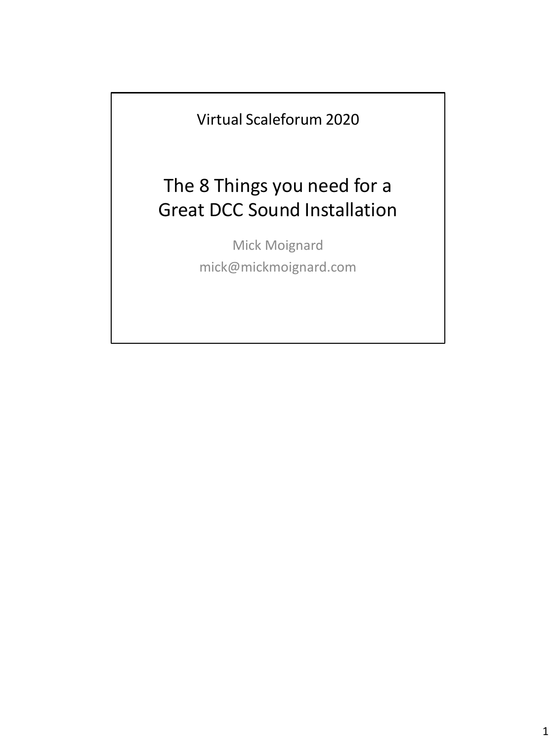Virtual Scaleforum 2020

# The 8 Things you need for a Great DCC Sound Installation

Mick Moignard

mick@mickmoignard.com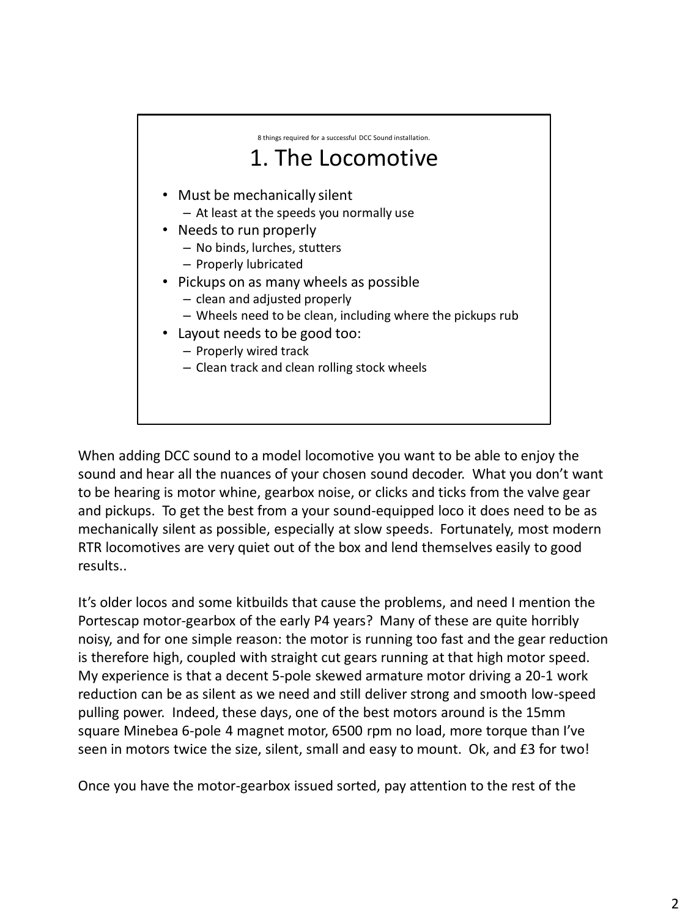8 things required for a successful DCC Sound installation.

# 1. The Locomotive

- Must be mechanically silent
  - At least at the speeds you normally use
- Needs to run properly
  - No binds, lurches, stutters
  - Properly lubricated
- Pickups on as many wheels as possible
  - clean and adjusted properly
  - Wheels need to be clean, including where the pickups rub
- Layout needs to be good too:
  - Properly wired track
  - Clean track and clean rolling stock wheels

When adding DCC sound to a model locomotive you want to be able to enjoy the sound and hear all the nuances of your chosen sound decoder. What you don't want to be hearing is motor whine, gearbox noise, or clicks and ticks from the valve gear and pickups. To get the best from a your sound-equipped loco it does need to be as mechanically silent as possible, especially at slow speeds. Fortunately, most modern RTR locomotives are very quiet out of the box and lend themselves easily to good results..

It's older locos and some kitbuilds that cause the problems, and need I mention the Portescap motor-gearbox of the early P4 years? Many of these are quite horribly noisy, and for one simple reason: the motor is running too fast and the gear reduction is therefore high, coupled with straight cut gears running at that high motor speed. My experience is that a decent 5-pole skewed armature motor driving a 20-1 work reduction can be as silent as we need and still deliver strong and smooth low-speed pulling power. Indeed, these days, one of the best motors around is the 15mm square Minebea 6-pole 4 magnet motor, 6500 rpm no load, more torque than I've seen in motors twice the size, silent, small and easy to mount. Ok, and £3 for two!

Once you have the motor-gearbox issued sorted, pay attention to the rest of the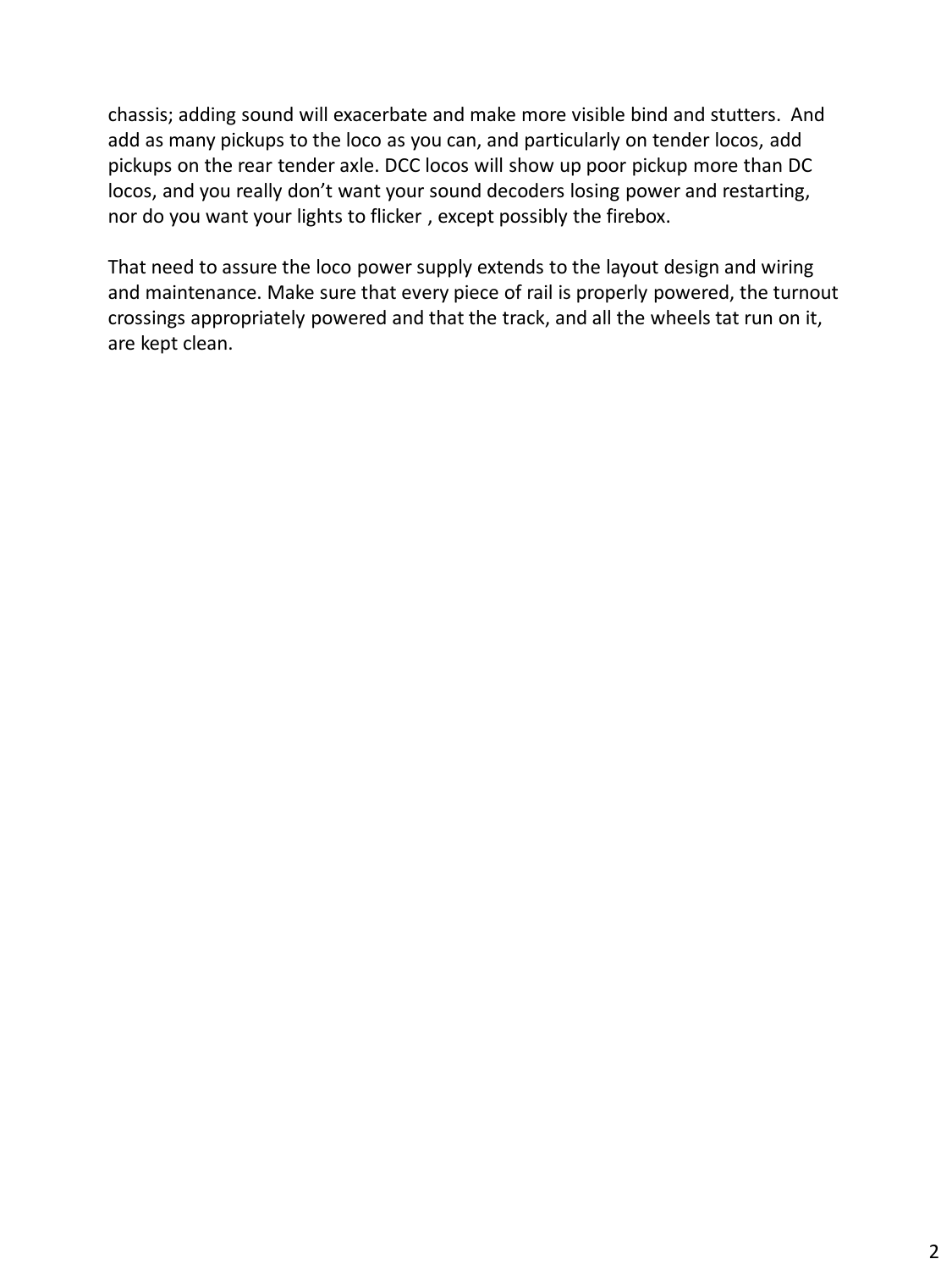chassis; adding sound will exacerbate and make more visible bind and stutters. And add as many pickups to the loco as you can, and particularly on tender locos, add pickups on the rear tender axle. DCC locos will show up poor pickup more than DC locos, and you really don't want your sound decoders losing power and restarting, nor do you want your lights to flicker , except possibly the firebox.

That need to assure the loco power supply extends to the layout design and wiring and maintenance. Make sure that every piece of rail is properly powered, the turnout crossings appropriately powered and that the track, and all the wheels tat run on it, are kept clean.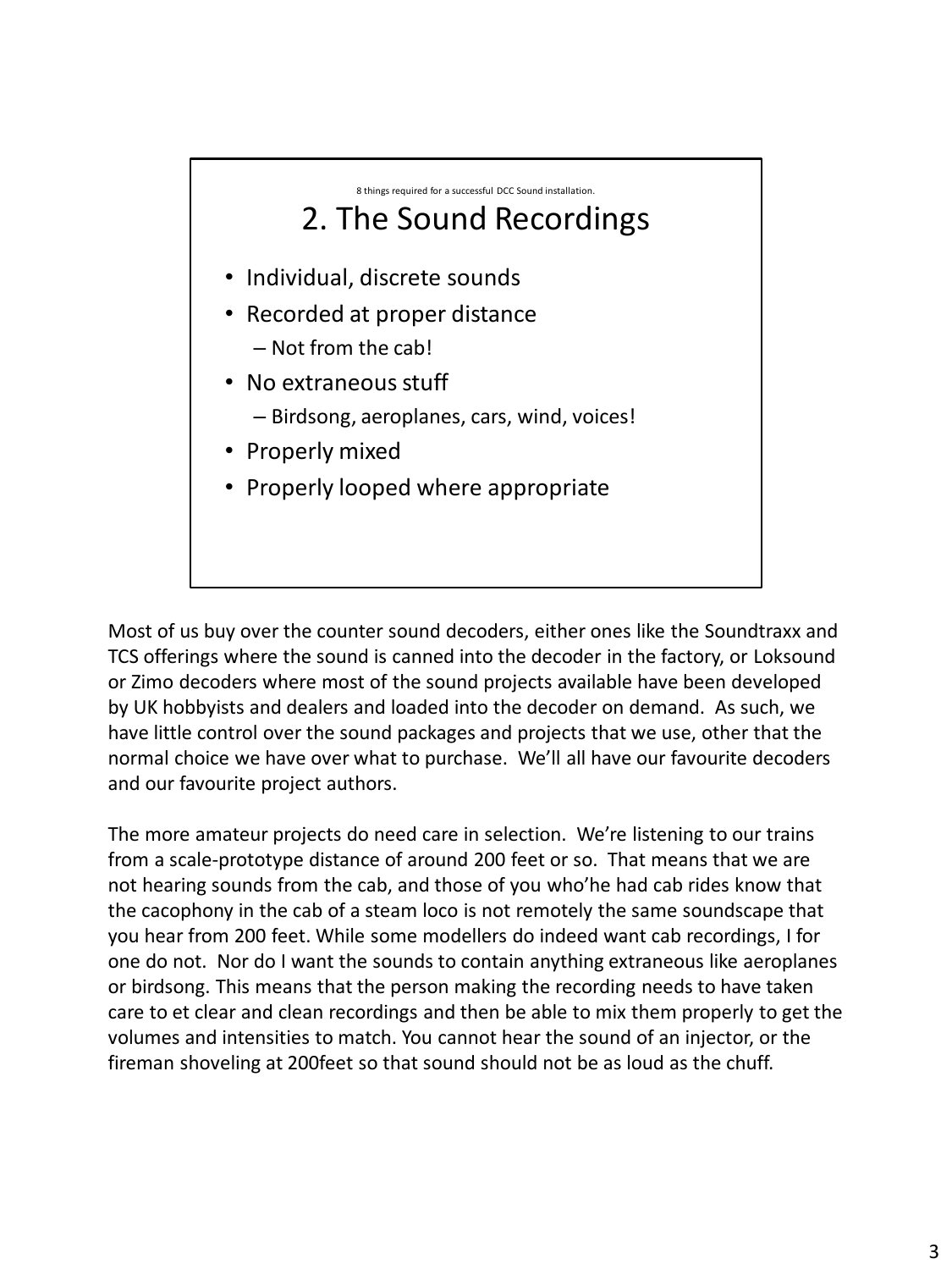8 things required for a successful DCC Sound installation.

## 2. The Sound Recordings

- Individual, discrete sounds
- Recorded at proper distance
  - Not from the cab!
- No extraneous stuff
  - Birdsong, aeroplanes, cars, wind, voices!
- Properly mixed
- Properly looped where appropriate

Most of us buy over the counter sound decoders, either ones like the Soundtraxx and TCS offerings where the sound is canned into the decoder in the factory, or Loksound or Zimo decoders where most of the sound projects available have been developed by UK hobbyists and dealers and loaded into the decoder on demand. As such, we have little control over the sound packages and projects that we use, other that the normal choice we have over what to purchase. We'll all have our favourite decoders and our favourite project authors.

The more amateur projects do need care in selection. We're listening to our trains from a scale-prototype distance of around 200 feet or so. That means that we are not hearing sounds from the cab, and those of you who'he had cab rides know that the cacophony in the cab of a steam loco is not remotely the same soundscape that you hear from 200 feet. While some modellers do indeed want cab recordings, I for one do not. Nor do I want the sounds to contain anything extraneous like aeroplanes or birdsong. This means that the person making the recording needs to have taken care to et clear and clean recordings and then be able to mix them properly to get the volumes and intensities to match. You cannot hear the sound of an injector, or the fireman shoveling at 200feet so that sound should not be as loud as the chuff.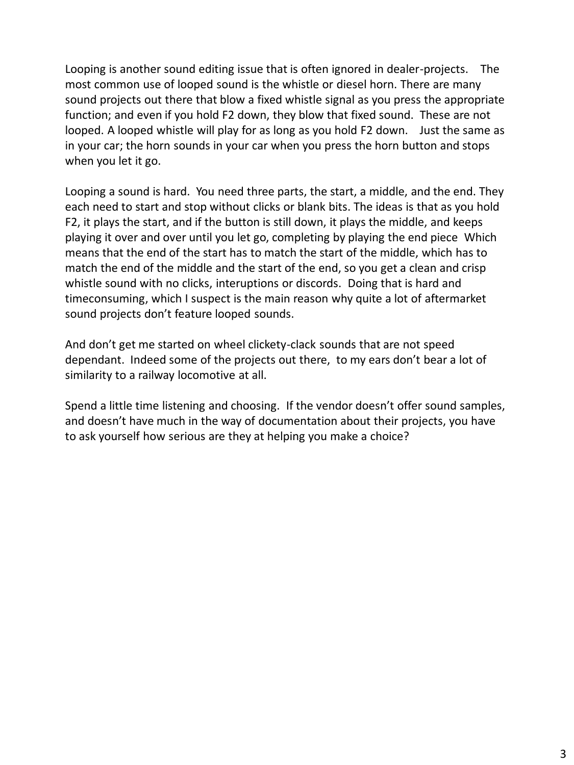Looping is another sound editing issue that is often ignored in dealer-projects. The most common use of looped sound is the whistle or diesel horn. There are many sound projects out there that blow a fixed whistle signal as you press the appropriate function; and even if you hold F2 down, they blow that fixed sound. These are not looped. A looped whistle will play for as long as you hold F2 down. Just the same as in your car; the horn sounds in your car when you press the horn button and stops when you let it go.

Looping a sound is hard. You need three parts, the start, a middle, and the end. They each need to start and stop without clicks or blank bits. The ideas is that as you hold F2, it plays the start, and if the button is still down, it plays the middle, and keeps playing it over and over until you let go, completing by playing the end piece Which means that the end of the start has to match the start of the middle, which has to match the end of the middle and the start of the end, so you get a clean and crisp whistle sound with no clicks, interuptions or discords. Doing that is hard and timeconsuming, which I suspect is the main reason why quite a lot of aftermarket sound projects don't feature looped sounds.

And don't get me started on wheel clickety-clack sounds that are not speed dependant. Indeed some of the projects out there, to my ears don't bear a lot of similarity to a railway locomotive at all.

Spend a little time listening and choosing. If the vendor doesn't offer sound samples, and doesn't have much in the way of documentation about their projects, you have to ask yourself how serious are they at helping you make a choice?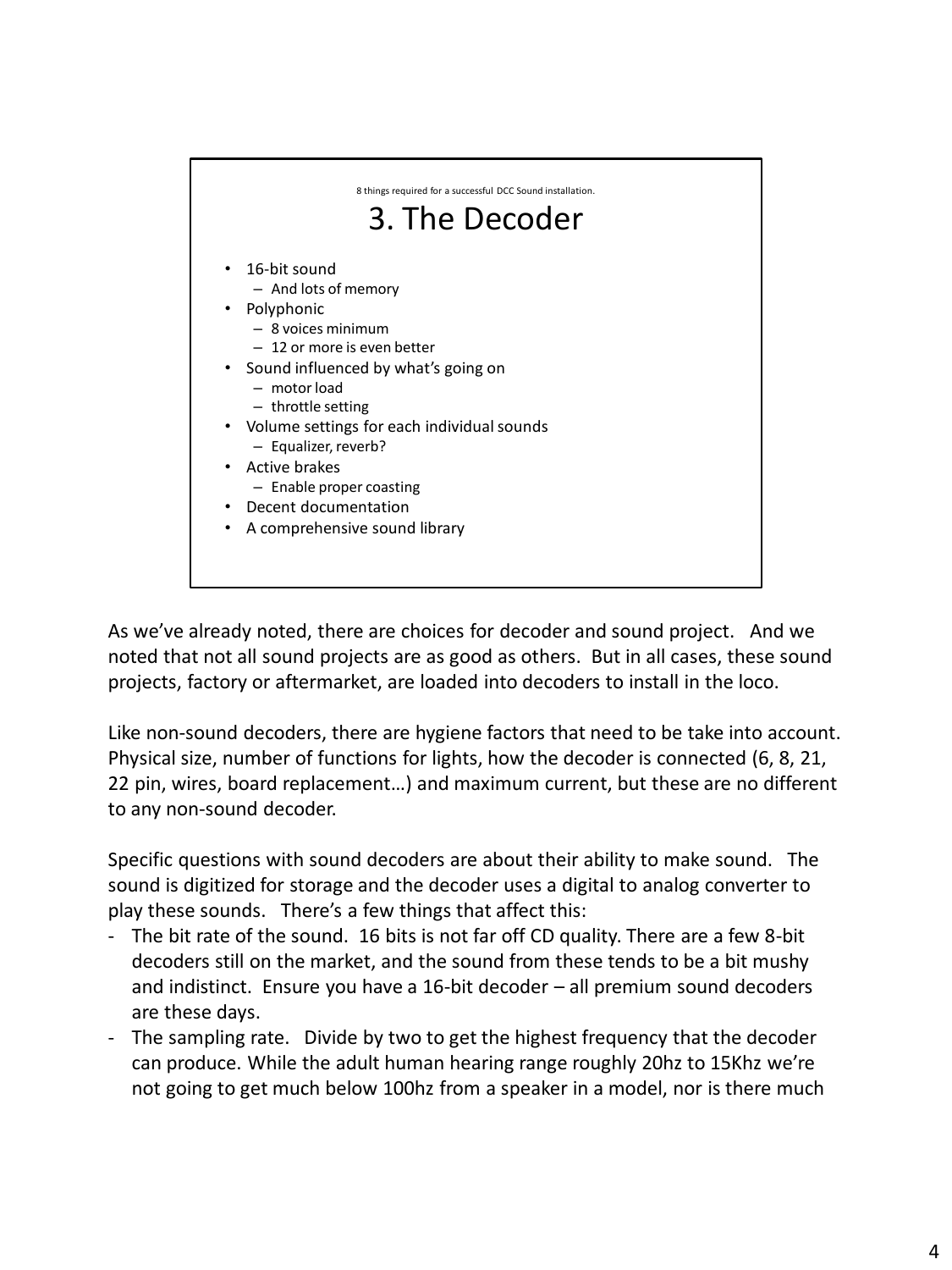8 things required for a successful DCC Sound installation.

## 3. The Decoder

- 16-bit sound
  - And lots of memory
- Polyphonic
  - 8 voices minimum
  - 12 or more is even better
- Sound influenced by what's going on
  - motor load
  - throttle setting
- Volume settings for each individual sounds
  - Equalizer, reverb?
- Active brakes
  - Enable proper coasting
- Decent documentation
- A comprehensive sound library

As we've already noted, there are choices for decoder and sound project. And we noted that not all sound projects are as good as others. But in all cases, these sound projects, factory or aftermarket, are loaded into decoders to install in the loco.

Like non-sound decoders, there are hygiene factors that need to be take into account. Physical size, number of functions for lights, how the decoder is connected (6, 8, 21, 22 pin, wires, board replacement…) and maximum current, but these are no different to any non-sound decoder.

Specific questions with sound decoders are about their ability to make sound. The sound is digitized for storage and the decoder uses a digital to analog converter to play these sounds. There's a few things that affect this:

- The bit rate of the sound. 16 bits is not far off CD quality. There are a few 8-bit decoders still on the market, and the sound from these tends to be a bit mushy and indistinct. Ensure you have a 16-bit decoder – all premium sound decoders are these days.
- The sampling rate. Divide by two to get the highest frequency that the decoder can produce. While the adult human hearing range roughly 20hz to 15Khz we're not going to get much below 100hz from a speaker in a model, nor is there much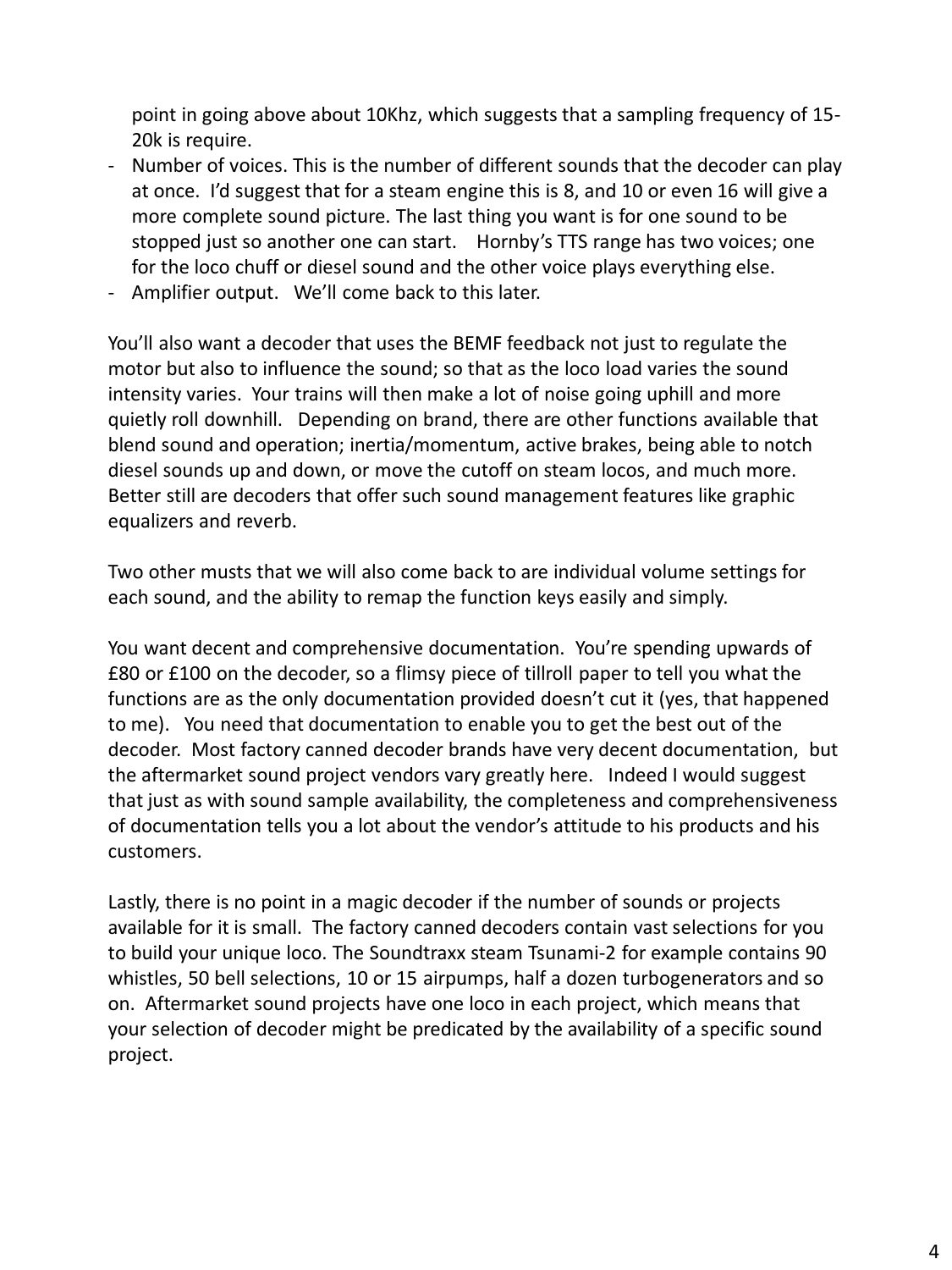point in going above about 10Khz, which suggests that a sampling frequency of 15-20k is require.
- Number of voices. This is the number of different sounds that the decoder can play at once. I'd suggest that for a steam engine this is 8, and 10 or even 16 will give a more complete sound picture. The last thing you want is for one sound to be stopped just so another one can start. Hornby's TTS range has two voices; one for the loco chuff or diesel sound and the other voice plays everything else.
- Amplifier output. We'll come back to this later.

You'll also want a decoder that uses the BEMF feedback not just to regulate the motor but also to influence the sound; so that as the loco load varies the sound intensity varies. Your trains will then make a lot of noise going uphill and more quietly roll downhill. Depending on brand, there are other functions available that blend sound and operation; inertia/momentum, active brakes, being able to notch diesel sounds up and down, or move the cutoff on steam locos, and much more. Better still are decoders that offer such sound management features like graphic equalizers and reverb.

Two other musts that we will also come back to are individual volume settings for each sound, and the ability to remap the function keys easily and simply.

You want decent and comprehensive documentation. You're spending upwards of £80 or £100 on the decoder, so a flimsy piece of tillroll paper to tell you what the functions are as the only documentation provided doesn't cut it (yes, that happened to me). You need that documentation to enable you to get the best out of the decoder. Most factory canned decoder brands have very decent documentation, but the aftermarket sound project vendors vary greatly here. Indeed I would suggest that just as with sound sample availability, the completeness and comprehensiveness of documentation tells you a lot about the vendor's attitude to his products and his customers.

Lastly, there is no point in a magic decoder if the number of sounds or projects available for it is small. The factory canned decoders contain vast selections for you to build your unique loco. The Soundtraxx steam Tsunami-2 for example contains 90 whistles, 50 bell selections, 10 or 15 airpumps, half a dozen turbogenerators and so on. Aftermarket sound projects have one loco in each project, which means that your selection of decoder might be predicated by the availability of a specific sound project.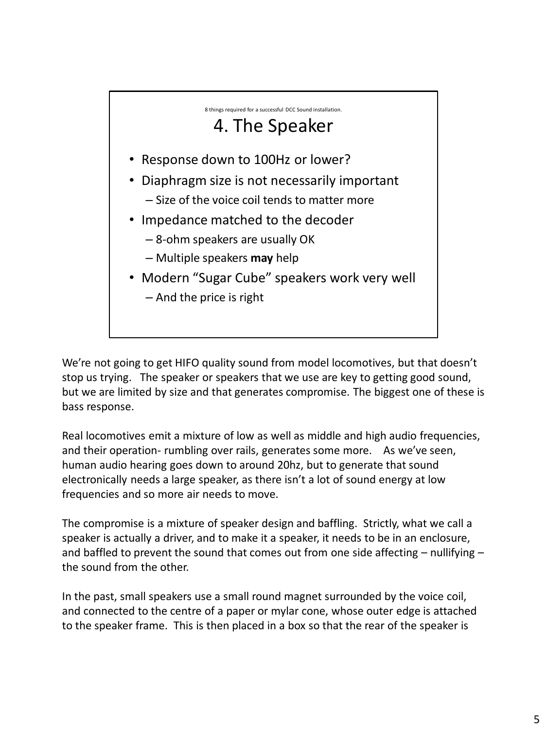8 things required for a successful DCC Sound installation.

## 4. The Speaker

- Response down to 100Hz or lower?
- Diaphragm size is not necessarily important
  - Size of the voice coil tends to matter more
- Impedance matched to the decoder
  - 8-ohm speakers are usually OK
  - Multiple speakers **may** help
- Modern "Sugar Cube" speakers work very well
  - And the price is right

We're not going to get HIFO quality sound from model locomotives, but that doesn't stop us trying. The speaker or speakers that we use are key to getting good sound, but we are limited by size and that generates compromise. The biggest one of these is bass response.

Real locomotives emit a mixture of low as well as middle and high audio frequencies, and their operation- rumbling over rails, generates some more. As we've seen, human audio hearing goes down to around 20hz, but to generate that sound electronically needs a large speaker, as there isn't a lot of sound energy at low frequencies and so more air needs to move.

The compromise is a mixture of speaker design and baffling. Strictly, what we call a speaker is actually a driver, and to make it a speaker, it needs to be in an enclosure, and baffled to prevent the sound that comes out from one side affecting – nullifying – the sound from the other.

In the past, small speakers use a small round magnet surrounded by the voice coil, and connected to the centre of a paper or mylar cone, whose outer edge is attached to the speaker frame. This is then placed in a box so that the rear of the speaker is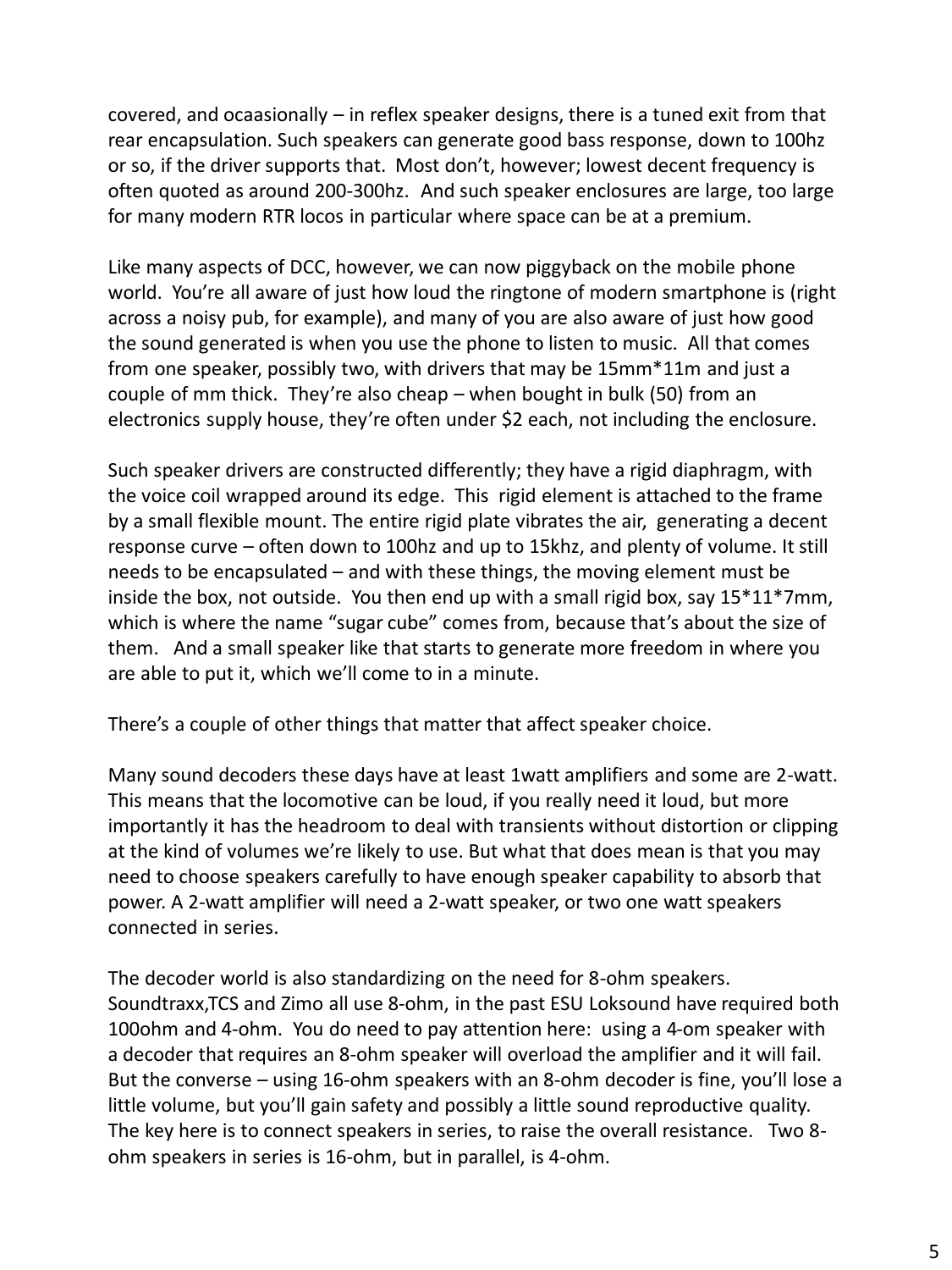covered, and ocaasionally – in reflex speaker designs, there is a tuned exit from that rear encapsulation. Such speakers can generate good bass response, down to 100hz or so, if the driver supports that. Most don't, however; lowest decent frequency is often quoted as around 200-300hz. And such speaker enclosures are large, too large for many modern RTR locos in particular where space can be at a premium.

Like many aspects of DCC, however, we can now piggyback on the mobile phone world. You're all aware of just how loud the ringtone of modern smartphone is (right across a noisy pub, for example), and many of you are also aware of just how good the sound generated is when you use the phone to listen to music. All that comes from one speaker, possibly two, with drivers that may be 15mm*11m and just a couple of mm thick. They're also cheap – when bought in bulk (50) from an electronics supply house, they're often under $2 each, not including the enclosure.

Such speaker drivers are constructed differently; they have a rigid diaphragm, with the voice coil wrapped around its edge. This rigid element is attached to the frame by a small flexible mount. The entire rigid plate vibrates the air, generating a decent response curve – often down to 100hz and up to 15khz, and plenty of volume. It still needs to be encapsulated – and with these things, the moving element must be inside the box, not outside. You then end up with a small rigid box, say 15*11*7mm, which is where the name "sugar cube" comes from, because that's about the size of them. And a small speaker like that starts to generate more freedom in where you are able to put it, which we'll come to in a minute.

There's a couple of other things that matter that affect speaker choice.

Many sound decoders these days have at least 1watt amplifiers and some are 2-watt. This means that the locomotive can be loud, if you really need it loud, but more importantly it has the headroom to deal with transients without distortion or clipping at the kind of volumes we're likely to use. But what that does mean is that you may need to choose speakers carefully to have enough speaker capability to absorb that power. A 2-watt amplifier will need a 2-watt speaker, or two one watt speakers connected in series.

The decoder world is also standardizing on the need for 8-ohm speakers. Soundtraxx,TCS and Zimo all use 8-ohm, in the past ESU Loksound have required both 100ohm and 4-ohm. You do need to pay attention here: using a 4-om speaker with a decoder that requires an 8-ohm speaker will overload the amplifier and it will fail. But the converse – using 16-ohm speakers with an 8-ohm decoder is fine, you'll lose a little volume, but you'll gain safety and possibly a little sound reproductive quality. The key here is to connect speakers in series, to raise the overall resistance. Two 8-ohm speakers in series is 16-ohm, but in parallel, is 4-ohm.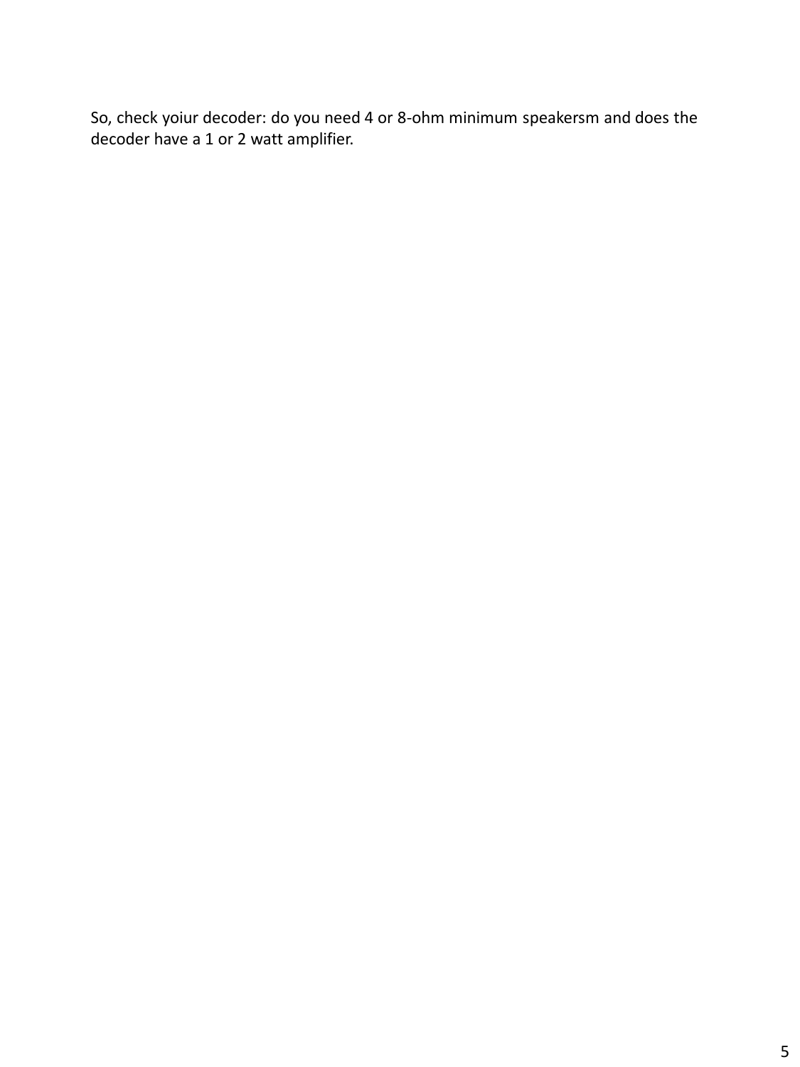So, check yoiur decoder: do you need 4 or 8-ohm minimum speakersm and does the decoder have a 1 or 2 watt amplifier.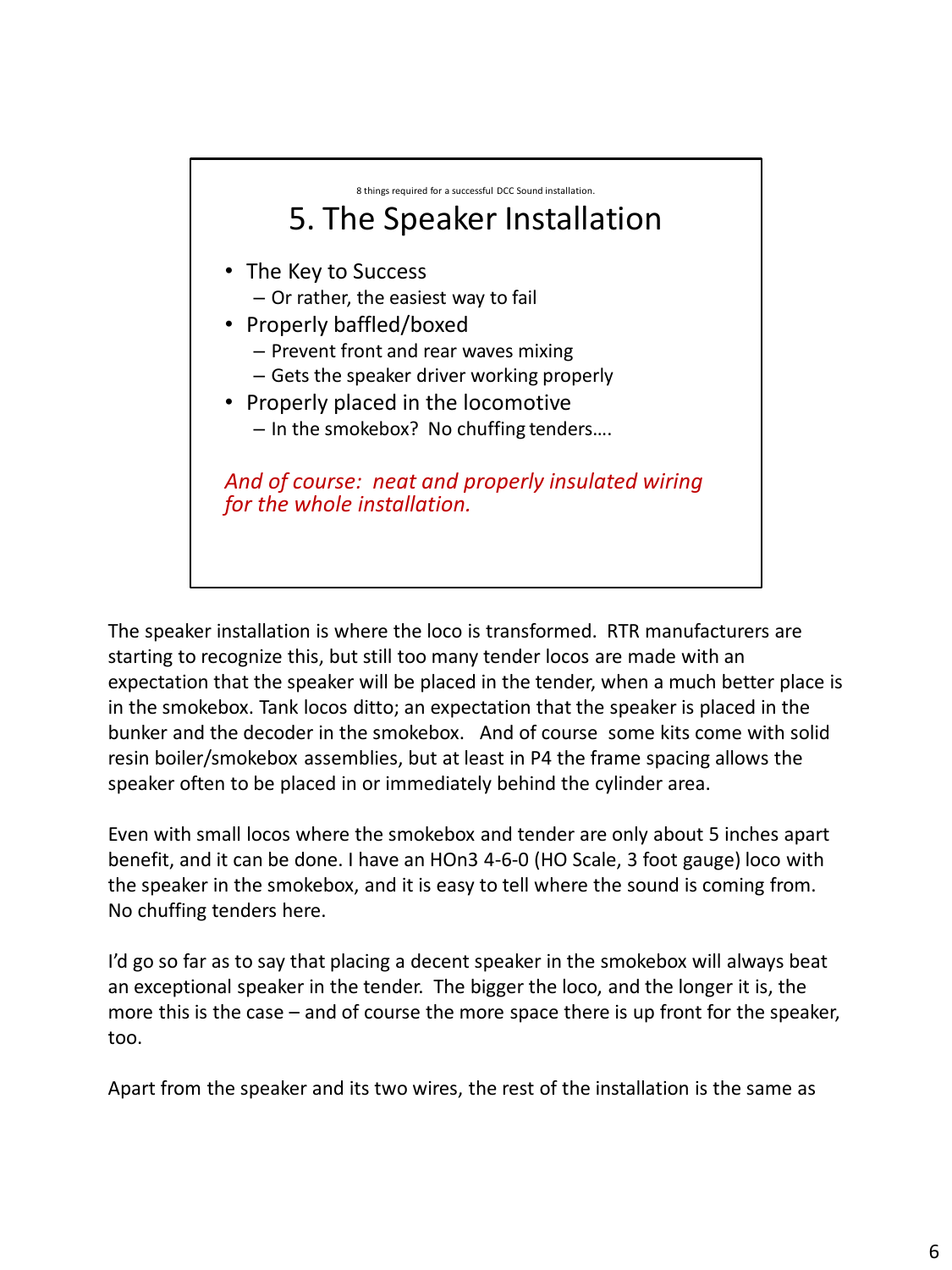8 things required for a successful DCC Sound installation.

# 5. The Speaker Installation

- The Key to Success
  - Or rather, the easiest way to fail
- Properly baffled/boxed
  - Prevent front and rear waves mixing
  - Gets the speaker driver working properly
- Properly placed in the locomotive
  - In the smokebox? No chuffing tenders….

*And of course: neat and properly insulated wiring for the whole installation.*

The speaker installation is where the loco is transformed. RTR manufacturers are starting to recognize this, but still too many tender locos are made with an expectation that the speaker will be placed in the tender, when a much better place is in the smokebox. Tank locos ditto; an expectation that the speaker is placed in the bunker and the decoder in the smokebox. And of course some kits come with solid resin boiler/smokebox assemblies, but at least in P4 the frame spacing allows the speaker often to be placed in or immediately behind the cylinder area.

Even with small locos where the smokebox and tender are only about 5 inches apart benefit, and it can be done. I have an HOn3 4-6-0 (HO Scale, 3 foot gauge) loco with the speaker in the smokebox, and it is easy to tell where the sound is coming from. No chuffing tenders here.

I'd go so far as to say that placing a decent speaker in the smokebox will always beat an exceptional speaker in the tender. The bigger the loco, and the longer it is, the more this is the case – and of course the more space there is up front for the speaker, too.

Apart from the speaker and its two wires, the rest of the installation is the same as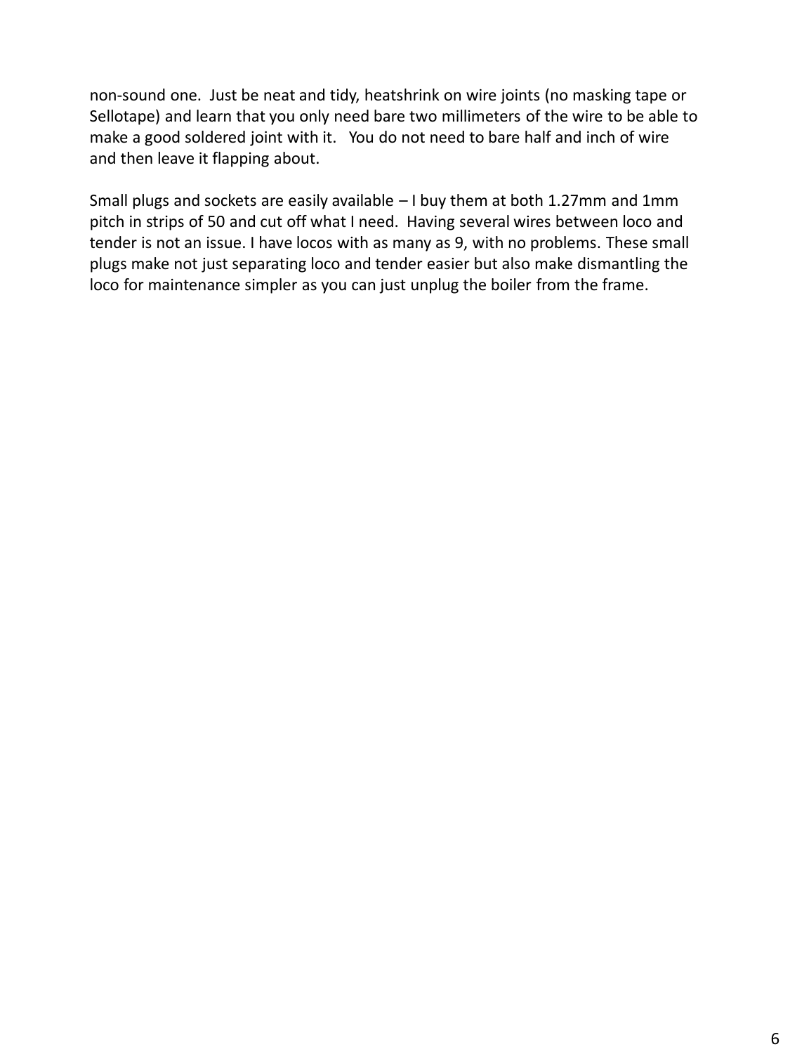non-sound one. Just be neat and tidy, heatshrink on wire joints (no masking tape or Sellotape) and learn that you only need bare two millimeters of the wire to be able to make a good soldered joint with it. You do not need to bare half and inch of wire and then leave it flapping about.

Small plugs and sockets are easily available – I buy them at both 1.27mm and 1mm pitch in strips of 50 and cut off what I need. Having several wires between loco and tender is not an issue. I have locos with as many as 9, with no problems. These small plugs make not just separating loco and tender easier but also make dismantling the loco for maintenance simpler as you can just unplug the boiler from the frame.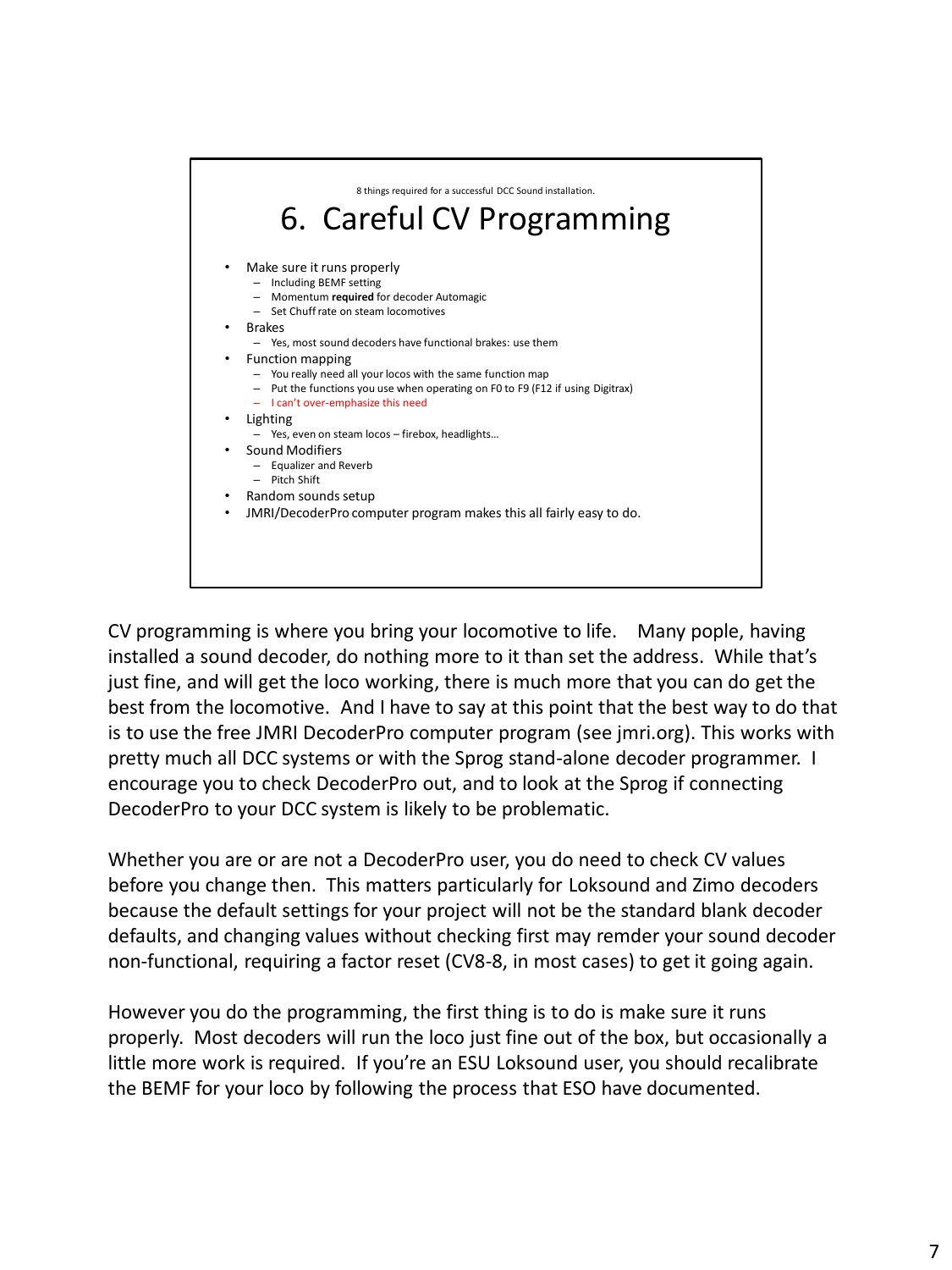8 things required for a successful DCC Sound installation.

# 6. Careful CV Programming

- Make sure it runs properly
  - Including BEMF setting
  - Momentum **required** for decoder Automagic
  - Set Chuff rate on steam locomotives
- Brakes
  - Yes, most sound decoders have functional brakes: use them
- Function mapping
  - You really need all your locos with the same function map
  - Put the functions you use when operating on F0 to F9 (F12 if using Digitrax)
  - I can't over-emphasize this need
- Lighting
  - Yes, even on steam locos – firebox, headlights…
- Sound Modifiers
  - Equalizer and Reverb
  - Pitch Shift
- Random sounds setup
- JMRI/DecoderPro computer program makes this all fairly easy to do.

CV programming is where you bring your locomotive to life. Many pople, having installed a sound decoder, do nothing more to it than set the address. While that's just fine, and will get the loco working, there is much more that you can do get the best from the locomotive. And I have to say at this point that the best way to do that is to use the free JMRI DecoderPro computer program (see jmri.org). This works with pretty much all DCC systems or with the Sprog stand-alone decoder programmer. I encourage you to check DecoderPro out, and to look at the Sprog if connecting DecoderPro to your DCC system is likely to be problematic.

Whether you are or are not a DecoderPro user, you do need to check CV values before you change then. This matters particularly for Loksound and Zimo decoders because the default settings for your project will not be the standard blank decoder defaults, and changing values without checking first may remder your sound decoder non-functional, requiring a factor reset (CV8-8, in most cases) to get it going again.

However you do the programming, the first thing is to do is make sure it runs properly. Most decoders will run the loco just fine out of the box, but occasionally a little more work is required. If you're an ESU Loksound user, you should recalibrate the BEMF for your loco by following the process that ESO have documented.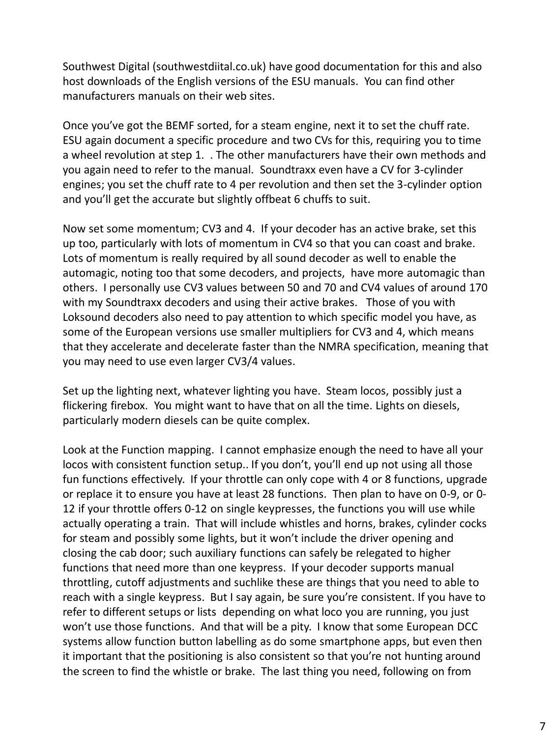Southwest Digital (southwestdiital.co.uk) have good documentation for this and also host downloads of the English versions of the ESU manuals. You can find other manufacturers manuals on their web sites.

Once you've got the BEMF sorted, for a steam engine, next it to set the chuff rate. ESU again document a specific procedure and two CVs for this, requiring you to time a wheel revolution at step 1. . The other manufacturers have their own methods and you again need to refer to the manual. Soundtraxx even have a CV for 3-cylinder engines; you set the chuff rate to 4 per revolution and then set the 3-cylinder option and you'll get the accurate but slightly offbeat 6 chuffs to suit.

Now set some momentum; CV3 and 4. If your decoder has an active brake, set this up too, particularly with lots of momentum in CV4 so that you can coast and brake. Lots of momentum is really required by all sound decoder as well to enable the automagic, noting too that some decoders, and projects, have more automagic than others. I personally use CV3 values between 50 and 70 and CV4 values of around 170 with my Soundtraxx decoders and using their active brakes. Those of you with Loksound decoders also need to pay attention to which specific model you have, as some of the European versions use smaller multipliers for CV3 and 4, which means that they accelerate and decelerate faster than the NMRA specification, meaning that you may need to use even larger CV3/4 values.

Set up the lighting next, whatever lighting you have. Steam locos, possibly just a flickering firebox. You might want to have that on all the time. Lights on diesels, particularly modern diesels can be quite complex.

Look at the Function mapping. I cannot emphasize enough the need to have all your locos with consistent function setup.. If you don't, you'll end up not using all those fun functions effectively. If your throttle can only cope with 4 or 8 functions, upgrade or replace it to ensure you have at least 28 functions. Then plan to have on 0-9, or 0-12 if your throttle offers 0-12 on single keypresses, the functions you will use while actually operating a train. That will include whistles and horns, brakes, cylinder cocks for steam and possibly some lights, but it won't include the driver opening and closing the cab door; such auxiliary functions can safely be relegated to higher functions that need more than one keypress. If your decoder supports manual throttling, cutoff adjustments and suchlike these are things that you need to able to reach with a single keypress. But I say again, be sure you're consistent. If you have to refer to different setups or lists depending on what loco you are running, you just won't use those functions. And that will be a pity. I know that some European DCC systems allow function button labelling as do some smartphone apps, but even then it important that the positioning is also consistent so that you're not hunting around the screen to find the whistle or brake. The last thing you need, following on from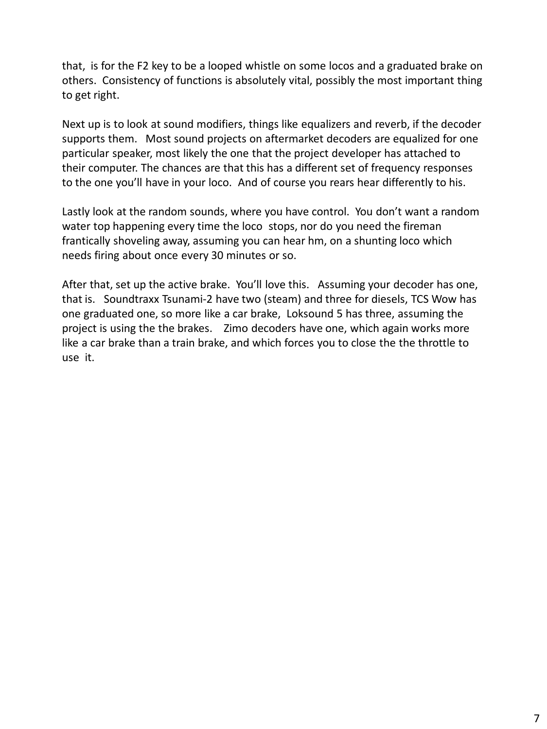that,  is for the F2 key to be a looped whistle on some locos and a graduated brake on others.  Consistency of functions is absolutely vital, possibly the most important thing to get right.

Next up is to look at sound modifiers, things like equalizers and reverb, if the decoder supports them.   Most sound projects on aftermarket decoders are equalized for one particular speaker, most likely the one that the project developer has attached to their computer. The chances are that this has a different set of frequency responses to the one you'll have in your loco.  And of course you rears hear differently to his.

Lastly look at the random sounds, where you have control.  You don't want a random water top happening every time the loco  stops, nor do you need the fireman frantically shoveling away, assuming you can hear hm, on a shunting loco which needs firing about once every 30 minutes or so.

After that, set up the active brake.  You'll love this.   Assuming your decoder has one, that is.   Soundtraxx Tsunami-2 have two (steam) and three for diesels, TCS Wow has one graduated one, so more like a car brake,  Loksound 5 has three, assuming the project is using the the brakes.    Zimo decoders have one, which again works more like a car brake than a train brake, and which forces you to close the the throttle to use  it.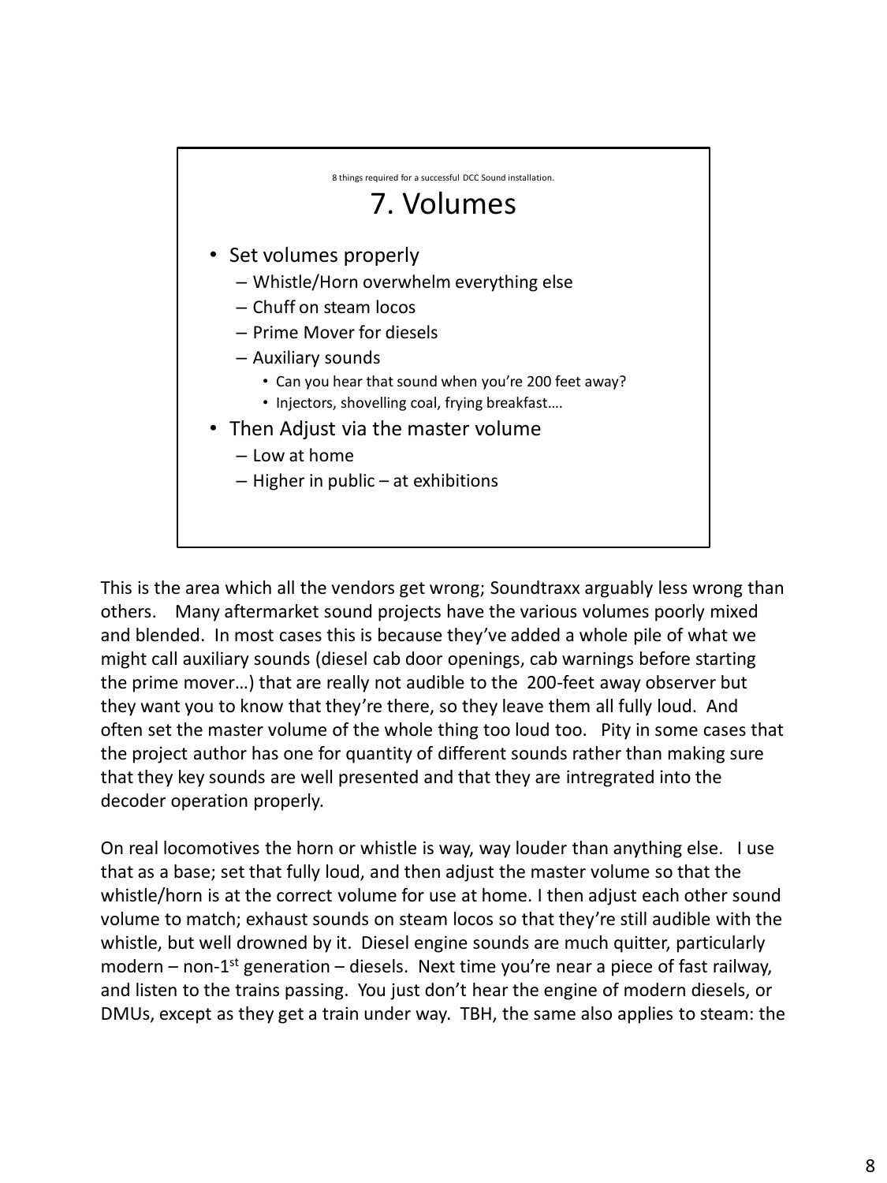8 things required for a successful DCC Sound installation.

## 7. Volumes

- Set volumes properly
  - Whistle/Horn overwhelm everything else
  - Chuff on steam locos
  - Prime Mover for diesels
  - Auxiliary sounds
    - Can you hear that sound when you're 200 feet away?
    - Injectors, shovelling coal, frying breakfast….
- Then Adjust via the master volume
  - Low at home
  - Higher in public – at exhibitions

This is the area which all the vendors get wrong; Soundtraxx arguably less wrong than others. Many aftermarket sound projects have the various volumes poorly mixed and blended. In most cases this is because they've added a whole pile of what we might call auxiliary sounds (diesel cab door openings, cab warnings before starting the prime mover…) that are really not audible to the 200-feet away observer but they want you to know that they're there, so they leave them all fully loud. And often set the master volume of the whole thing too loud too. Pity in some cases that the project author has one for quantity of different sounds rather than making sure that they key sounds are well presented and that they are intregrated into the decoder operation properly.

On real locomotives the horn or whistle is way, way louder than anything else. I use that as a base; set that fully loud, and then adjust the master volume so that the whistle/horn is at the correct volume for use at home. I then adjust each other sound volume to match; exhaust sounds on steam locos so that they're still audible with the whistle, but well drowned by it. Diesel engine sounds are much quitter, particularly modern – non-1st generation – diesels. Next time you're near a piece of fast railway, and listen to the trains passing. You just don't hear the engine of modern diesels, or DMUs, except as they get a train under way. TBH, the same also applies to steam: the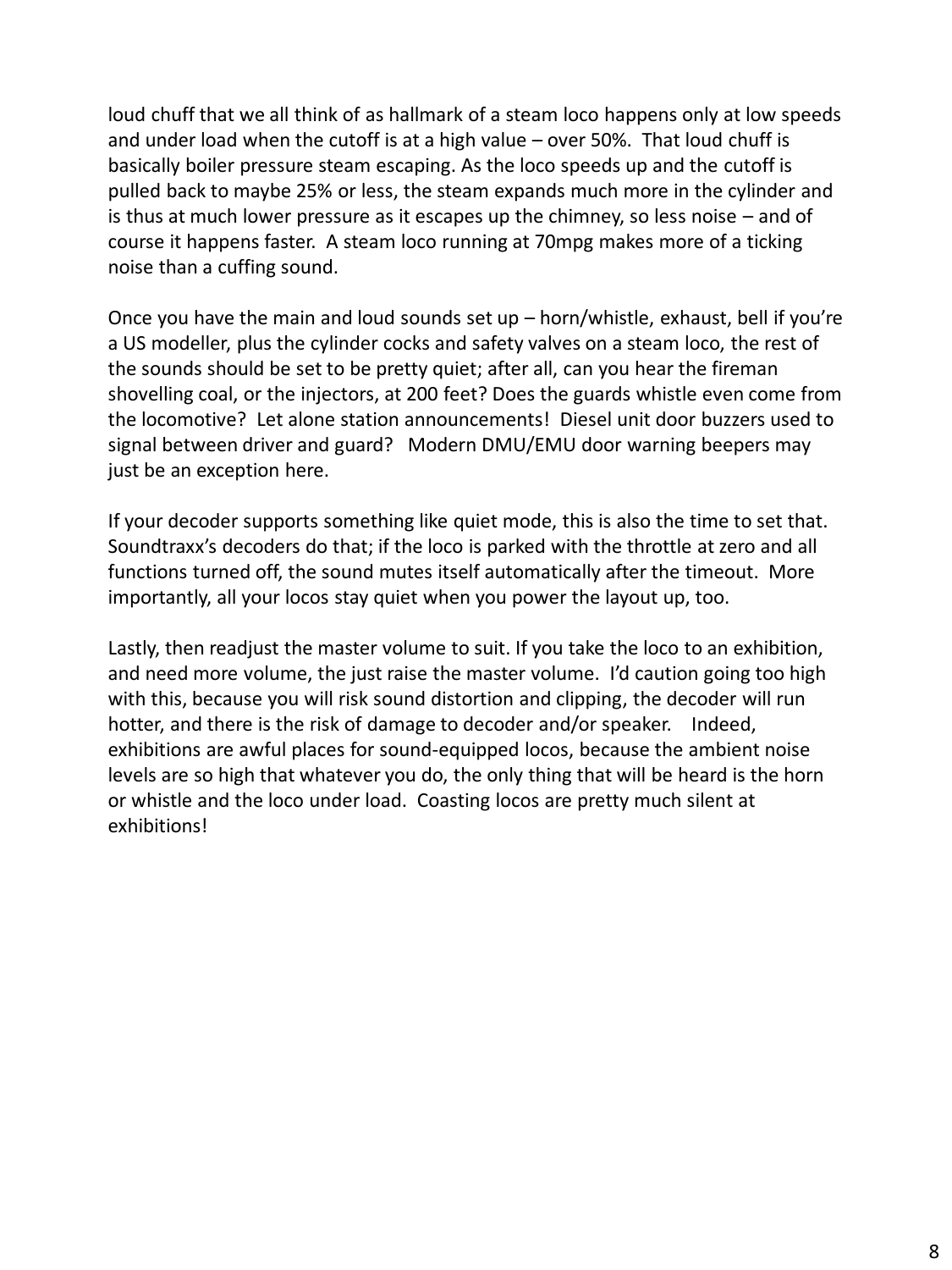loud chuff that we all think of as hallmark of a steam loco happens only at low speeds and under load when the cutoff is at a high value – over 50%. That loud chuff is basically boiler pressure steam escaping. As the loco speeds up and the cutoff is pulled back to maybe 25% or less, the steam expands much more in the cylinder and is thus at much lower pressure as it escapes up the chimney, so less noise – and of course it happens faster. A steam loco running at 70mpg makes more of a ticking noise than a cuffing sound.

Once you have the main and loud sounds set up – horn/whistle, exhaust, bell if you're a US modeller, plus the cylinder cocks and safety valves on a steam loco, the rest of the sounds should be set to be pretty quiet; after all, can you hear the fireman shovelling coal, or the injectors, at 200 feet? Does the guards whistle even come from the locomotive? Let alone station announcements! Diesel unit door buzzers used to signal between driver and guard? Modern DMU/EMU door warning beepers may just be an exception here.

If your decoder supports something like quiet mode, this is also the time to set that. Soundtraxx's decoders do that; if the loco is parked with the throttle at zero and all functions turned off, the sound mutes itself automatically after the timeout. More importantly, all your locos stay quiet when you power the layout up, too.

Lastly, then readjust the master volume to suit. If you take the loco to an exhibition, and need more volume, the just raise the master volume. I'd caution going too high with this, because you will risk sound distortion and clipping, the decoder will run hotter, and there is the risk of damage to decoder and/or speaker. Indeed, exhibitions are awful places for sound-equipped locos, because the ambient noise levels are so high that whatever you do, the only thing that will be heard is the horn or whistle and the loco under load. Coasting locos are pretty much silent at exhibitions!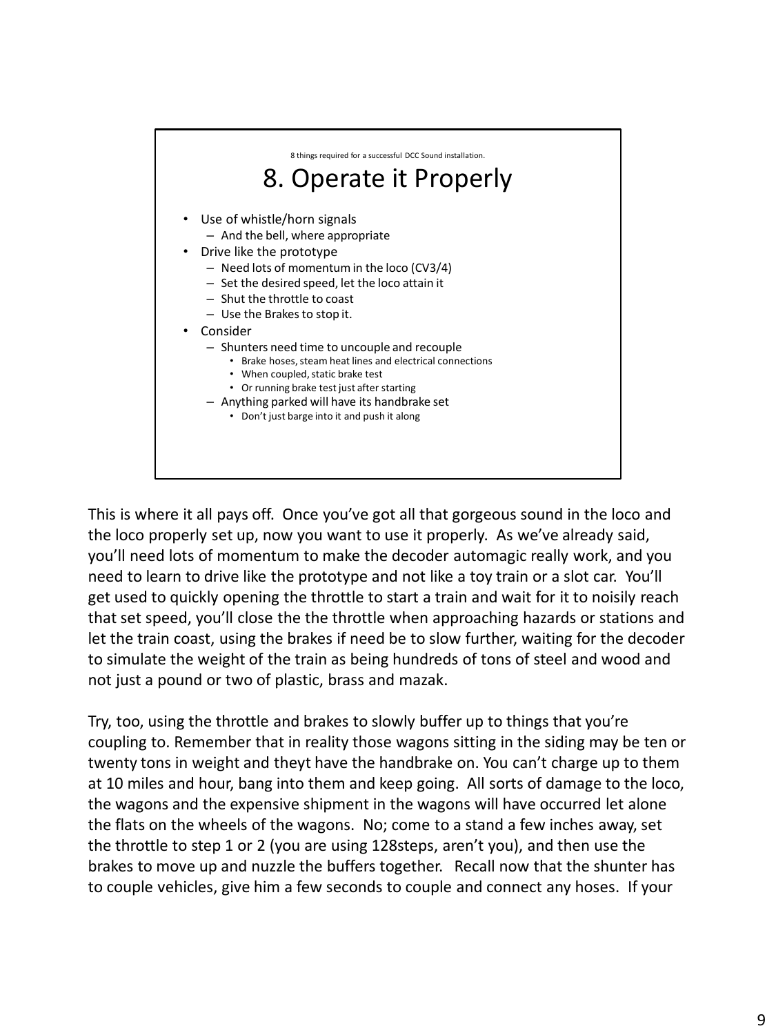8 things required for a successful DCC Sound installation.

# 8. Operate it Properly

- Use of whistle/horn signals
  - And the bell, where appropriate
- Drive like the prototype
  - Need lots of momentum in the loco (CV3/4)
  - Set the desired speed, let the loco attain it
  - Shut the throttle to coast
  - Use the Brakes to stop it.
- Consider
  - Shunters need time to uncouple and recouple
    - Brake hoses, steam heat lines and electrical connections
    - When coupled, static brake test
    - Or running brake test just after starting
  - Anything parked will have its handbrake set
    - Don't just barge into it and push it along

This is where it all pays off. Once you've got all that gorgeous sound in the loco and the loco properly set up, now you want to use it properly. As we've already said, you'll need lots of momentum to make the decoder automagic really work, and you need to learn to drive like the prototype and not like a toy train or a slot car. You'll get used to quickly opening the throttle to start a train and wait for it to noisily reach that set speed, you'll close the the throttle when approaching hazards or stations and let the train coast, using the brakes if need be to slow further, waiting for the decoder to simulate the weight of the train as being hundreds of tons of steel and wood and not just a pound or two of plastic, brass and mazak.

Try, too, using the throttle and brakes to slowly buffer up to things that you're coupling to. Remember that in reality those wagons sitting in the siding may be ten or twenty tons in weight and theyt have the handbrake on. You can't charge up to them at 10 miles and hour, bang into them and keep going. All sorts of damage to the loco, the wagons and the expensive shipment in the wagons will have occurred let alone the flats on the wheels of the wagons. No; come to a stand a few inches away, set the throttle to step 1 or 2 (you are using 128steps, aren't you), and then use the brakes to move up and nuzzle the buffers together. Recall now that the shunter has to couple vehicles, give him a few seconds to couple and connect any hoses. If your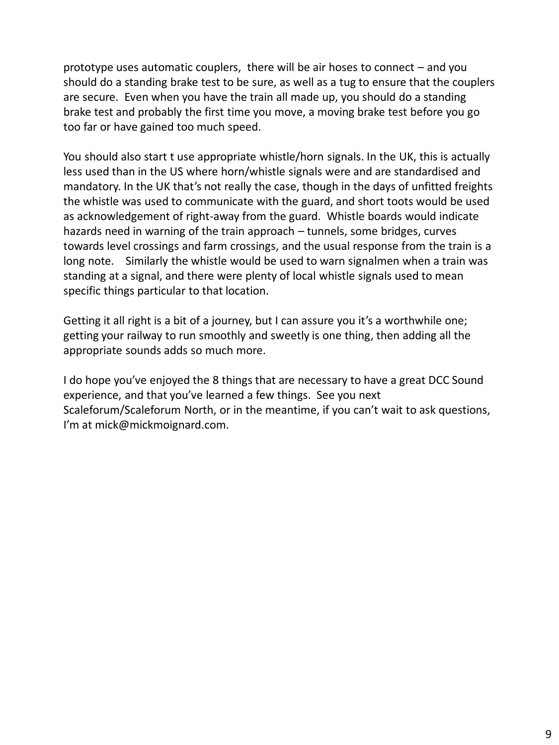prototype uses automatic couplers,  there will be air hoses to connect – and you should do a standing brake test to be sure, as well as a tug to ensure that the couplers are secure.  Even when you have the train all made up, you should do a standing brake test and probably the first time you move, a moving brake test before you go too far or have gained too much speed.

You should also start t use appropriate whistle/horn signals. In the UK, this is actually less used than in the US where horn/whistle signals were and are standardised and mandatory. In the UK that's not really the case, though in the days of unfitted freights the whistle was used to communicate with the guard, and short toots would be used as acknowledgement of right-away from the guard.  Whistle boards would indicate hazards need in warning of the train approach – tunnels, some bridges, curves towards level crossings and farm crossings, and the usual response from the train is a long note.    Similarly the whistle would be used to warn signalmen when a train was standing at a signal, and there were plenty of local whistle signals used to mean specific things particular to that location.

Getting it all right is a bit of a journey, but I can assure you it's a worthwhile one; getting your railway to run smoothly and sweetly is one thing, then adding all the appropriate sounds adds so much more.

I do hope you've enjoyed the 8 things that are necessary to have a great DCC Sound experience, and that you've learned a few things.  See you next Scaleforum/Scaleforum North, or in the meantime, if you can't wait to ask questions, I'm at mick@mickmoignard.com.